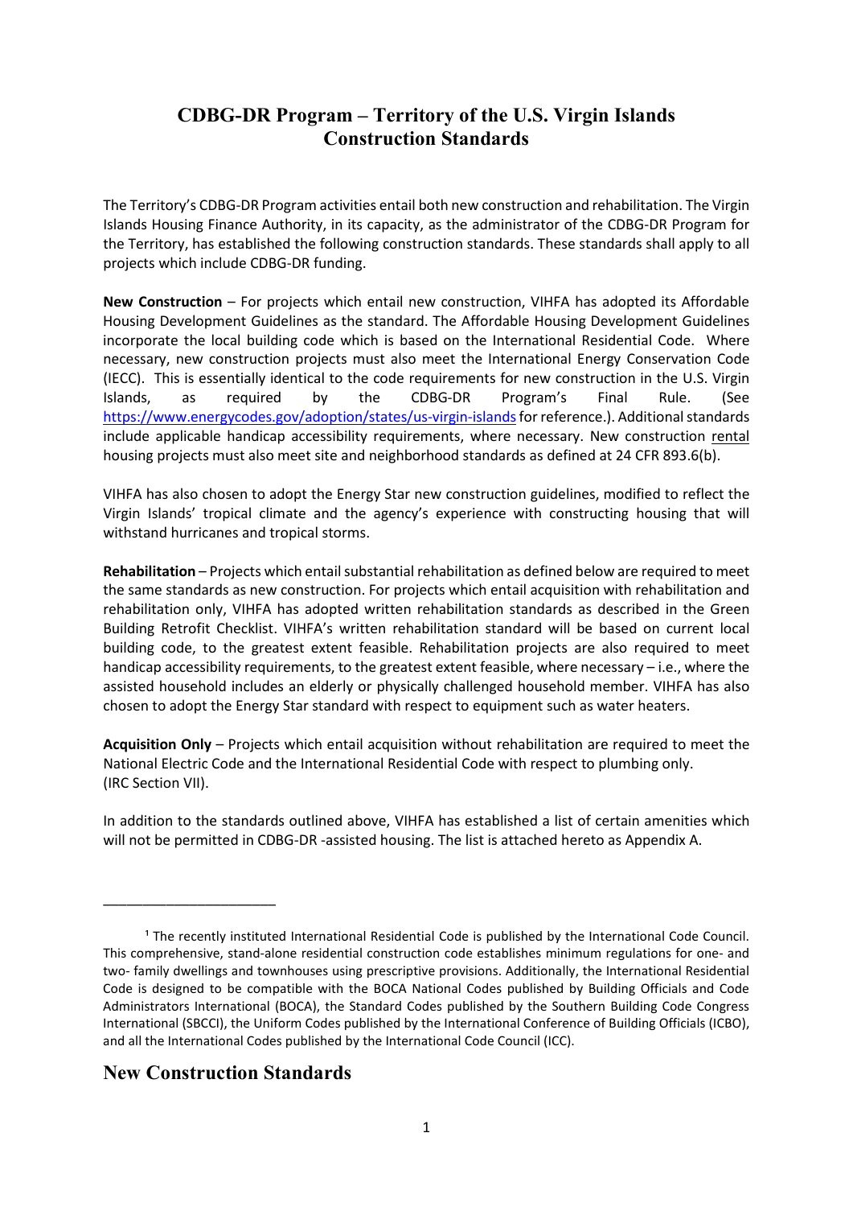# CDBG-DR Program – Territory of the U.S. Virgin Islands Construction Standards

The Territory's CDBG-DR Program activities entail both new construction and rehabilitation. The Virgin Islands Housing Finance Authority, in its capacity, as the administrator of the CDBG-DR Program for the Territory, has established the following construction standards. These standards shall apply to all projects which include CDBG-DR funding.

**New Construction** – For projects which entail new construction, VIHFA has adopted its Affordable Housing Development Guidelines as the standard. The Affordable Housing Development Guidelines incorporate the local building code which is based on the International Residential Code. Where necessary, new construction projects must also meet the International Energy Conservation Code (IECC). This is essentially identical to the code requirements for new construction in the U.S. Virgin Islands, as required by the CDBG-DR Program's Final Rule. (See https://www.energycodes.gov/adoption/states/us-virgin-islands for reference.). Additional standards include applicable handicap accessibility requirements, where necessary. New construction rental housing projects must also meet site and neighborhood standards as defined at 24 CFR 893.6(b).

VIHFA has also chosen to adopt the Energy Star new construction guidelines, modified to reflect the Virgin Islands' tropical climate and the agency's experience with constructing housing that will withstand hurricanes and tropical storms.

**Rehabilitation** – Projects which entail substantial rehabilitation as defined below are required to meet the same standards as new construction. For projects which entail acquisition with rehabilitation and rehabilitation only, VIHFA has adopted written rehabilitation standards as described in the Green Building Retrofit Checklist. VIHFA's written rehabilitation standard will be based on current local building code, to the greatest extent feasible. Rehabilitation projects are also required to meet handicap accessibility requirements, to the greatest extent feasible, where necessary – i.e., where the assisted household includes an elderly or physically challenged household member. VIHFA has also chosen to adopt the Energy Star standard with respect to equipment such as water heaters.

**Acquisition Only** – Projects which entail acquisition without rehabilitation are required to meet the National Electric Code and the International Residential Code with respect to plumbing only. (IRC Section VII).

In addition to the standards outlined above, VIHFA has established a list of certain amenities which will not be permitted in CDBG-DR -assisted housing. The list is attached hereto as Appendix A.

---

[1] The recently instituted International Residential Code is published by the International Code Council. This comprehensive, stand-alone residential construction code establishes minimum regulations for one- and two- family dwellings and townhouses using prescriptive provisions. Additionally, the International Residential Code is designed to be compatible with the BOCA National Codes published by Building Officials and Code Administrators International (BOCA), the Standard Codes published by the Southern Building Code Congress International (SBCCI), the Uniform Codes published by the International Conference of Building Officials (ICBO), and all the International Codes published by the International Code Council (ICC).

## New Construction Standards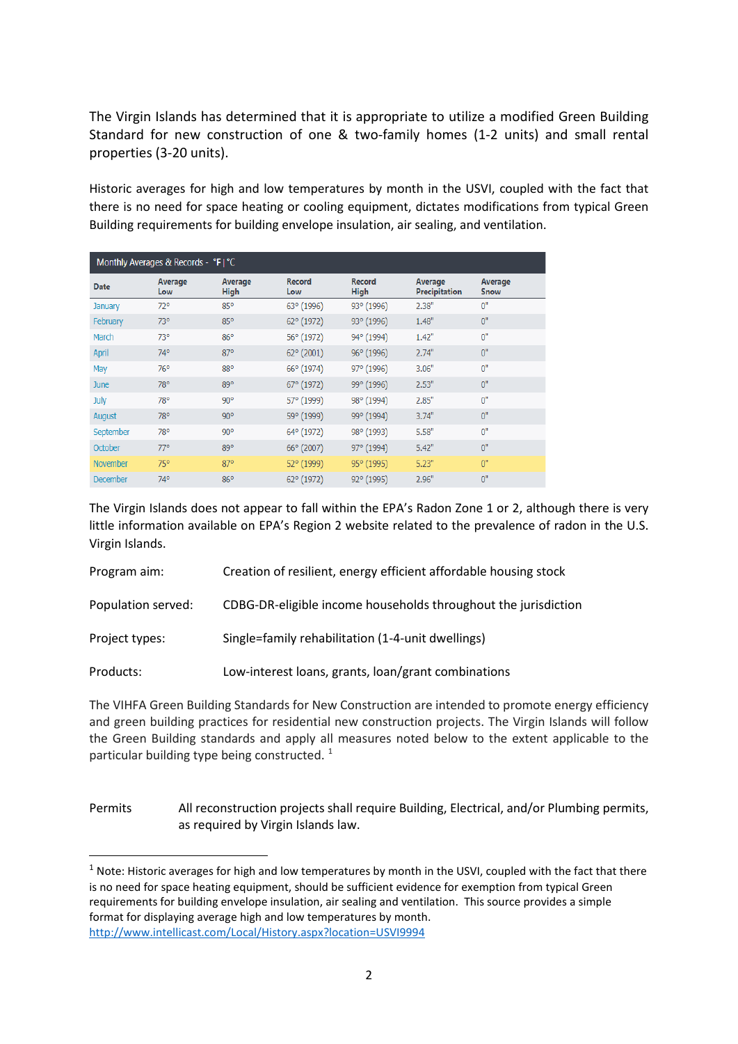The Virgin Islands has determined that it is appropriate to utilize a modified Green Building Standard for new construction of one & two-family homes (1-2 units) and small rental properties (3-20 units).

Historic averages for high and low temperatures by month in the USVI, coupled with the fact that there is no need for space heating or cooling equipment, dictates modifications from typical Green Building requirements for building envelope insulation, air sealing, and ventilation.

| Monthly Averages & Records - °F \| °C | | | | | | |
|---|---|---|---|---|---|---|
| **Date** | **Average Low** | **Average High** | **Record Low** | **Record High** | **Average Precipitation** | **Average Snow** |
| January | 72° | 85° | 63° (1996) | 93° (1996) | 2.38" | 0" |
| February | 73° | 85° | 62° (1972) | 93° (1996) | 1.48" | 0" |
| March | 73° | 86° | 56° (1972) | 94° (1994) | 1.42" | 0" |
| April | 74° | 87° | 62° (2001) | 96° (1996) | 2.74" | 0" |
| May | 76° | 88° | 66° (1974) | 97° (1996) | 3.06" | 0" |
| June | 78° | 89° | 67° (1972) | 99° (1996) | 2.53" | 0" |
| July | 78° | 90° | 57° (1999) | 98° (1994) | 2.85" | 0" |
| August | 78° | 90° | 59° (1999) | 99° (1994) | 3.74" | 0" |
| September | 78° | 90° | 64° (1972) | 98° (1993) | 5.58" | 0" |
| October | 77° | 89° | 66° (2007) | 97° (1994) | 5.42" | 0" |
| November | 75° | 87° | 52° (1999) | 95° (1995) | 5.23" | 0" |
| December | 74° | 86° | 62° (1972) | 92° (1995) | 2.96" | 0" |

The Virgin Islands does not appear to fall within the EPA's Radon Zone 1 or 2, although there is very little information available on EPA's Region 2 website related to the prevalence of radon in the U.S. Virgin Islands.

Program aim: Creation of resilient, energy efficient affordable housing stock

Population served: CDBG-DR-eligible income households throughout the jurisdiction

Project types: Single=family rehabilitation (1-4-unit dwellings)

Products: Low-interest loans, grants, loan/grant combinations

The VIHFA Green Building Standards for New Construction are intended to promote energy efficiency and green building practices for residential new construction projects. The Virgin Islands will follow the Green Building standards and apply all measures noted below to the extent applicable to the particular building type being constructed. [1]

Permits All reconstruction projects shall require Building, Electrical, and/or Plumbing permits, as required by Virgin Islands law.

---

[1] Note: Historic averages for high and low temperatures by month in the USVI, coupled with the fact that there is no need for space heating equipment, should be sufficient evidence for exemption from typical Green requirements for building envelope insulation, air sealing and ventilation. This source provides a simple format for displaying average high and low temperatures by month. http://www.intellicast.com/Local/History.aspx?location=USVI9994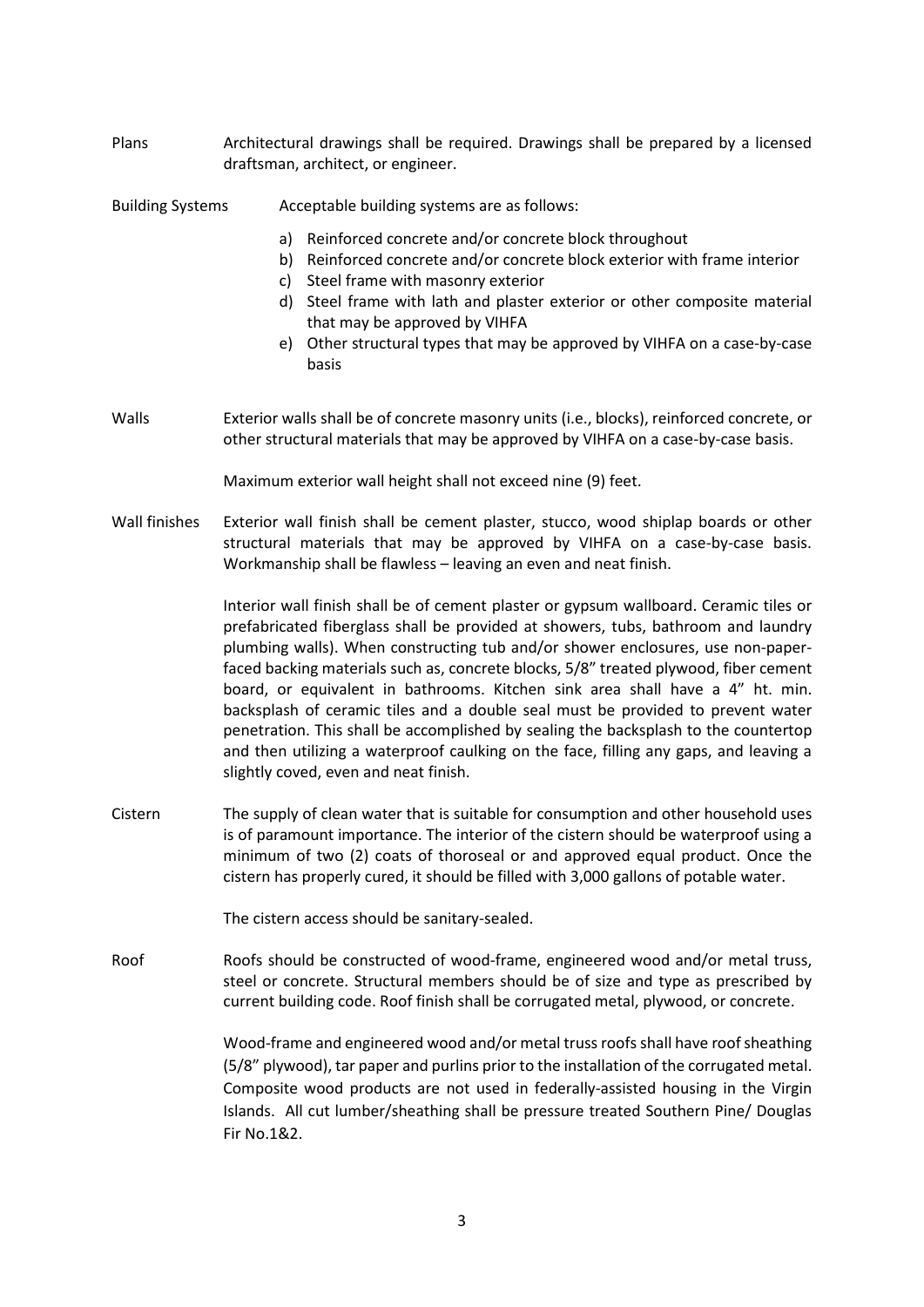**Plans** Architectural drawings shall be required. Drawings shall be prepared by a licensed draftsman, architect, or engineer.

**Building Systems** Acceptable building systems are as follows:

a) Reinforced concrete and/or concrete block throughout
b) Reinforced concrete and/or concrete block exterior with frame interior
c) Steel frame with masonry exterior
d) Steel frame with lath and plaster exterior or other composite material that may be approved by VIHFA
e) Other structural types that may be approved by VIHFA on a case-by-case basis

**Walls** Exterior walls shall be of concrete masonry units (i.e., blocks), reinforced concrete, or other structural materials that may be approved by VIHFA on a case-by-case basis.

Maximum exterior wall height shall not exceed nine (9) feet.

**Wall finishes** Exterior wall finish shall be cement plaster, stucco, wood shiplap boards or other structural materials that may be approved by VIHFA on a case-by-case basis. Workmanship shall be flawless – leaving an even and neat finish.

Interior wall finish shall be of cement plaster or gypsum wallboard. Ceramic tiles or prefabricated fiberglass shall be provided at showers, tubs, bathroom and laundry plumbing walls). When constructing tub and/or shower enclosures, use non-paper-faced backing materials such as, concrete blocks, 5/8" treated plywood, fiber cement board, or equivalent in bathrooms. Kitchen sink area shall have a 4" ht. min. backsplash of ceramic tiles and a double seal must be provided to prevent water penetration. This shall be accomplished by sealing the backsplash to the countertop and then utilizing a waterproof caulking on the face, filling any gaps, and leaving a slightly coved, even and neat finish.

**Cistern** The supply of clean water that is suitable for consumption and other household uses is of paramount importance. The interior of the cistern should be waterproof using a minimum of two (2) coats of thoroseal or and approved equal product. Once the cistern has properly cured, it should be filled with 3,000 gallons of potable water.

The cistern access should be sanitary-sealed.

**Roof** Roofs should be constructed of wood-frame, engineered wood and/or metal truss, steel or concrete. Structural members should be of size and type as prescribed by current building code. Roof finish shall be corrugated metal, plywood, or concrete.

Wood-frame and engineered wood and/or metal truss roofs shall have roof sheathing (5/8" plywood), tar paper and purlins prior to the installation of the corrugated metal. Composite wood products are not used in federally-assisted housing in the Virgin Islands. All cut lumber/sheathing shall be pressure treated Southern Pine/ Douglas Fir No.1&2.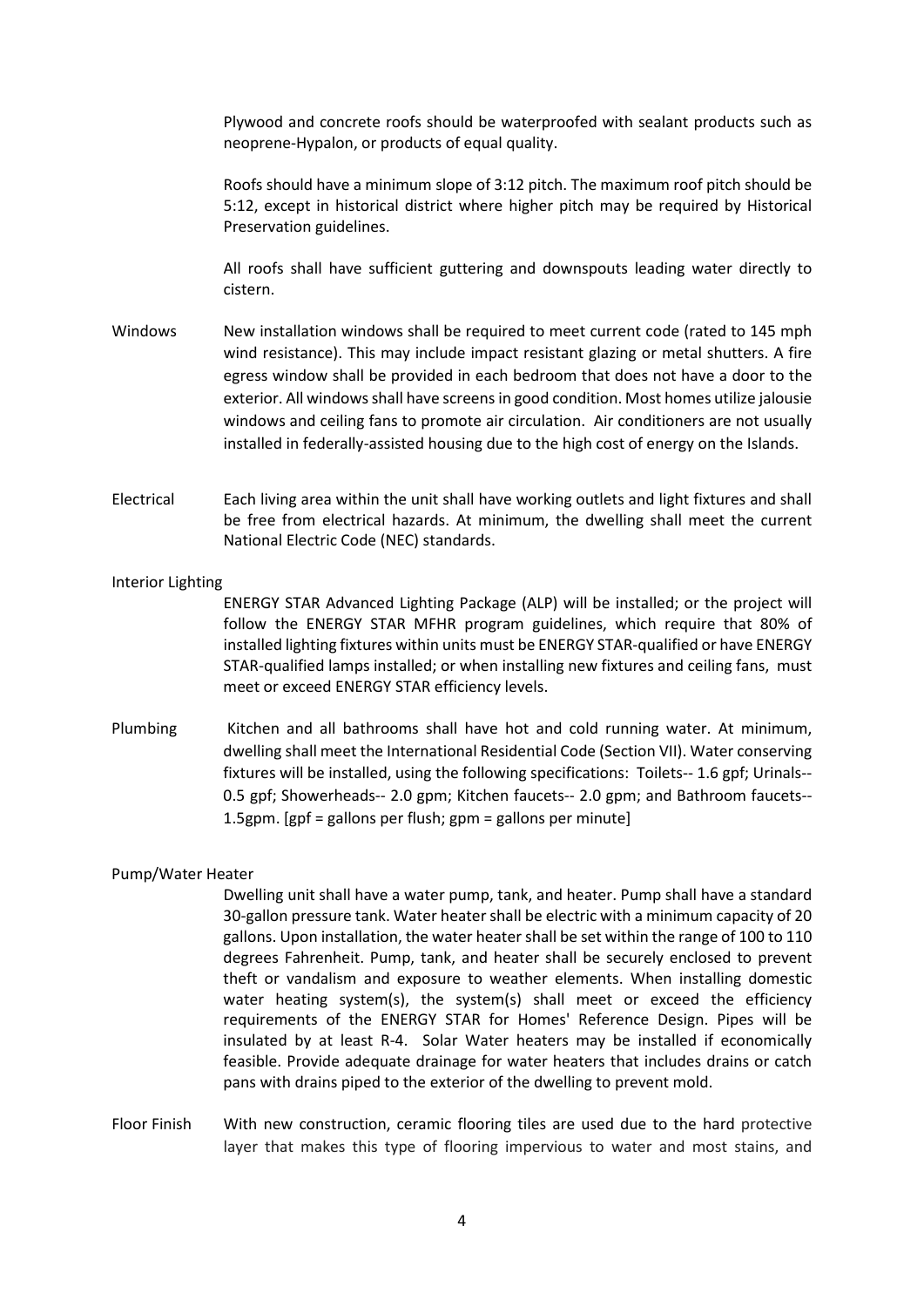Plywood and concrete roofs should be waterproofed with sealant products such as neoprene-Hypalon, or products of equal quality.

Roofs should have a minimum slope of 3:12 pitch. The maximum roof pitch should be 5:12, except in historical district where higher pitch may be required by Historical Preservation guidelines.

All roofs shall have sufficient guttering and downspouts leading water directly to cistern.

**Windows** New installation windows shall be required to meet current code (rated to 145 mph wind resistance). This may include impact resistant glazing or metal shutters. A fire egress window shall be provided in each bedroom that does not have a door to the exterior. All windows shall have screens in good condition. Most homes utilize jalousie windows and ceiling fans to promote air circulation. Air conditioners are not usually installed in federally-assisted housing due to the high cost of energy on the Islands.

**Electrical** Each living area within the unit shall have working outlets and light fixtures and shall be free from electrical hazards. At minimum, the dwelling shall meet the current National Electric Code (NEC) standards.

**Interior Lighting**

ENERGY STAR Advanced Lighting Package (ALP) will be installed; or the project will follow the ENERGY STAR MFHR program guidelines, which require that 80% of installed lighting fixtures within units must be ENERGY STAR-qualified or have ENERGY STAR-qualified lamps installed; or when installing new fixtures and ceiling fans, must meet or exceed ENERGY STAR efficiency levels.

**Plumbing** Kitchen and all bathrooms shall have hot and cold running water. At minimum, dwelling shall meet the International Residential Code (Section VII). Water conserving fixtures will be installed, using the following specifications: Toilets-- 1.6 gpf; Urinals-- 0.5 gpf; Showerheads-- 2.0 gpm; Kitchen faucets-- 2.0 gpm; and Bathroom faucets-- 1.5gpm. [gpf = gallons per flush; gpm = gallons per minute]

**Pump/Water Heater**

Dwelling unit shall have a water pump, tank, and heater. Pump shall have a standard 30-gallon pressure tank. Water heater shall be electric with a minimum capacity of 20 gallons. Upon installation, the water heater shall be set within the range of 100 to 110 degrees Fahrenheit. Pump, tank, and heater shall be securely enclosed to prevent theft or vandalism and exposure to weather elements. When installing domestic water heating system(s), the system(s) shall meet or exceed the efficiency requirements of the ENERGY STAR for Homes' Reference Design. Pipes will be insulated by at least R-4. Solar Water heaters may be installed if economically feasible. Provide adequate drainage for water heaters that includes drains or catch pans with drains piped to the exterior of the dwelling to prevent mold.

**Floor Finish** With new construction, ceramic flooring tiles are used due to the hard protective layer that makes this type of flooring impervious to water and most stains, and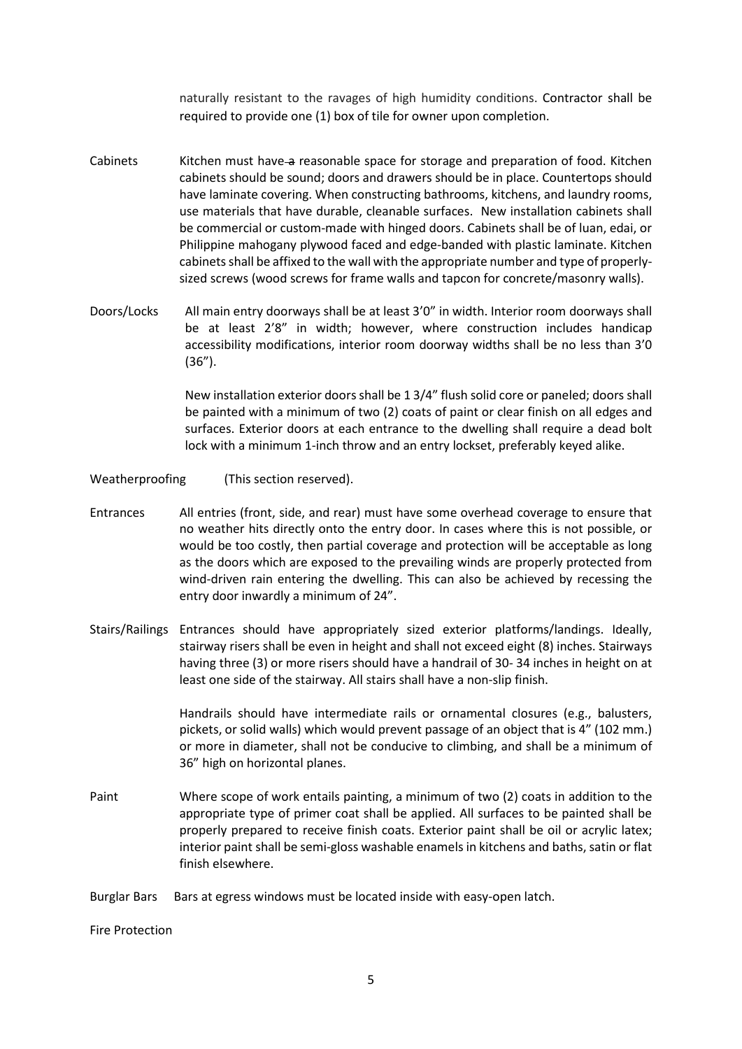naturally resistant to the ravages of high humidity conditions. Contractor shall be required to provide one (1) box of tile for owner upon completion.

Cabinets Kitchen must have ~~a~~ reasonable space for storage and preparation of food. Kitchen cabinets should be sound; doors and drawers should be in place. Countertops should have laminate covering. When constructing bathrooms, kitchens, and laundry rooms, use materials that have durable, cleanable surfaces. New installation cabinets shall be commercial or custom-made with hinged doors. Cabinets shall be of luan, edai, or Philippine mahogany plywood faced and edge-banded with plastic laminate. Kitchen cabinets shall be affixed to the wall with the appropriate number and type of properly-sized screws (wood screws for frame walls and tapcon for concrete/masonry walls).

Doors/Locks All main entry doorways shall be at least 3'0" in width. Interior room doorways shall be at least 2'8" in width; however, where construction includes handicap accessibility modifications, interior room doorway widths shall be no less than 3'0 (36").

New installation exterior doors shall be 1 3/4" flush solid core or paneled; doors shall be painted with a minimum of two (2) coats of paint or clear finish on all edges and surfaces. Exterior doors at each entrance to the dwelling shall require a dead bolt lock with a minimum 1-inch throw and an entry lockset, preferably keyed alike.

Weatherproofing (This section reserved).

Entrances All entries (front, side, and rear) must have some overhead coverage to ensure that no weather hits directly onto the entry door. In cases where this is not possible, or would be too costly, then partial coverage and protection will be acceptable as long as the doors which are exposed to the prevailing winds are properly protected from wind-driven rain entering the dwelling. This can also be achieved by recessing the entry door inwardly a minimum of 24".

Stairs/Railings Entrances should have appropriately sized exterior platforms/landings. Ideally, stairway risers shall be even in height and shall not exceed eight (8) inches. Stairways having three (3) or more risers should have a handrail of 30- 34 inches in height on at least one side of the stairway. All stairs shall have a non-slip finish.

Handrails should have intermediate rails or ornamental closures (e.g., balusters, pickets, or solid walls) which would prevent passage of an object that is 4" (102 mm.) or more in diameter, shall not be conducive to climbing, and shall be a minimum of 36" high on horizontal planes.

Paint Where scope of work entails painting, a minimum of two (2) coats in addition to the appropriate type of primer coat shall be applied. All surfaces to be painted shall be properly prepared to receive finish coats. Exterior paint shall be oil or acrylic latex; interior paint shall be semi-gloss washable enamels in kitchens and baths, satin or flat finish elsewhere.

Burglar Bars Bars at egress windows must be located inside with easy-open latch.

Fire Protection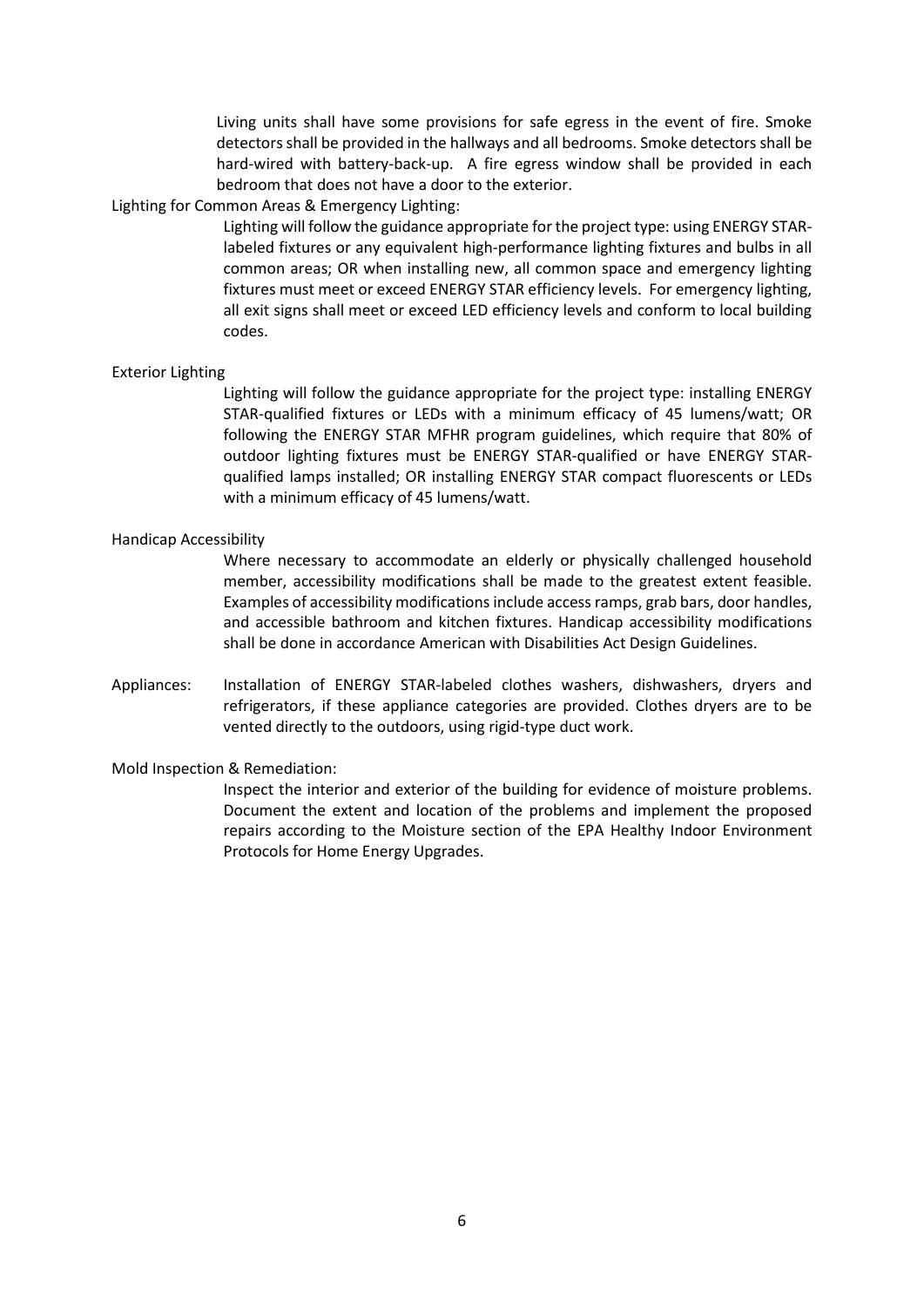Living units shall have some provisions for safe egress in the event of fire. Smoke detectors shall be provided in the hallways and all bedrooms. Smoke detectors shall be hard-wired with battery-back-up. A fire egress window shall be provided in each bedroom that does not have a door to the exterior.

Lighting for Common Areas & Emergency Lighting:

Lighting will follow the guidance appropriate for the project type: using ENERGY STAR-labeled fixtures or any equivalent high-performance lighting fixtures and bulbs in all common areas; OR when installing new, all common space and emergency lighting fixtures must meet or exceed ENERGY STAR efficiency levels. For emergency lighting, all exit signs shall meet or exceed LED efficiency levels and conform to local building codes.

Exterior Lighting

Lighting will follow the guidance appropriate for the project type: installing ENERGY STAR-qualified fixtures or LEDs with a minimum efficacy of 45 lumens/watt; OR following the ENERGY STAR MFHR program guidelines, which require that 80% of outdoor lighting fixtures must be ENERGY STAR-qualified or have ENERGY STAR-qualified lamps installed; OR installing ENERGY STAR compact fluorescents or LEDs with a minimum efficacy of 45 lumens/watt.

Handicap Accessibility

Where necessary to accommodate an elderly or physically challenged household member, accessibility modifications shall be made to the greatest extent feasible. Examples of accessibility modifications include access ramps, grab bars, door handles, and accessible bathroom and kitchen fixtures. Handicap accessibility modifications shall be done in accordance American with Disabilities Act Design Guidelines.

Appliances: Installation of ENERGY STAR-labeled clothes washers, dishwashers, dryers and refrigerators, if these appliance categories are provided. Clothes dryers are to be vented directly to the outdoors, using rigid-type duct work.

Mold Inspection & Remediation:

Inspect the interior and exterior of the building for evidence of moisture problems. Document the extent and location of the problems and implement the proposed repairs according to the Moisture section of the EPA Healthy Indoor Environment Protocols for Home Energy Upgrades.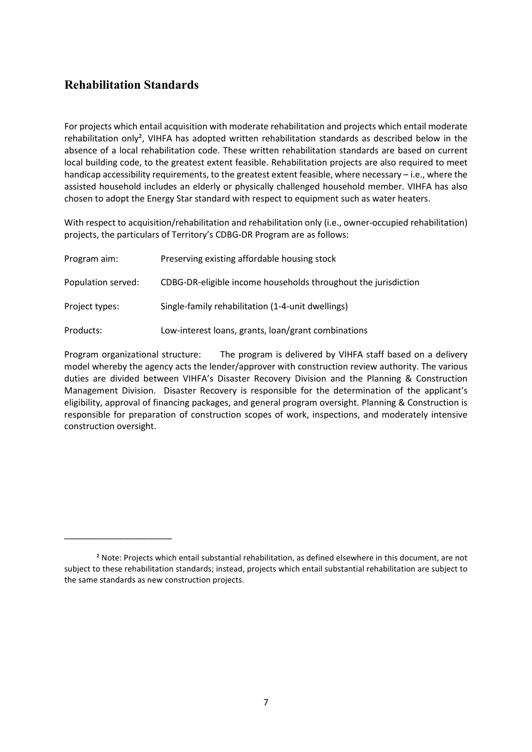## Rehabilitation Standards

For projects which entail acquisition with moderate rehabilitation and projects which entail moderate rehabilitation only[2], VIHFA has adopted written rehabilitation standards as described below in the absence of a local rehabilitation code. These written rehabilitation standards are based on current local building code, to the greatest extent feasible. Rehabilitation projects are also required to meet handicap accessibility requirements, to the greatest extent feasible, where necessary – i.e., where the assisted household includes an elderly or physically challenged household member. VIHFA has also chosen to adopt the Energy Star standard with respect to equipment such as water heaters.

With respect to acquisition/rehabilitation and rehabilitation only (i.e., owner-occupied rehabilitation) projects, the particulars of Territory's CDBG-DR Program are as follows:

| | |
|---|---|
| Program aim: | Preserving existing affordable housing stock |
| Population served: | CDBG-DR-eligible income households throughout the jurisdiction |
| Project types: | Single-family rehabilitation (1-4-unit dwellings) |
| Products: | Low-interest loans, grants, loan/grant combinations |

Program organizational structure: The program is delivered by VIHFA staff based on a delivery model whereby the agency acts the lender/approver with construction review authority. The various duties are divided between VIHFA's Disaster Recovery Division and the Planning & Construction Management Division. Disaster Recovery is responsible for the determination of the applicant's eligibility, approval of financing packages, and general program oversight. Planning & Construction is responsible for preparation of construction scopes of work, inspections, and moderately intensive construction oversight.

---

[2] Note: Projects which entail substantial rehabilitation, as defined elsewhere in this document, are not subject to these rehabilitation standards; instead, projects which entail substantial rehabilitation are subject to the same standards as new construction projects.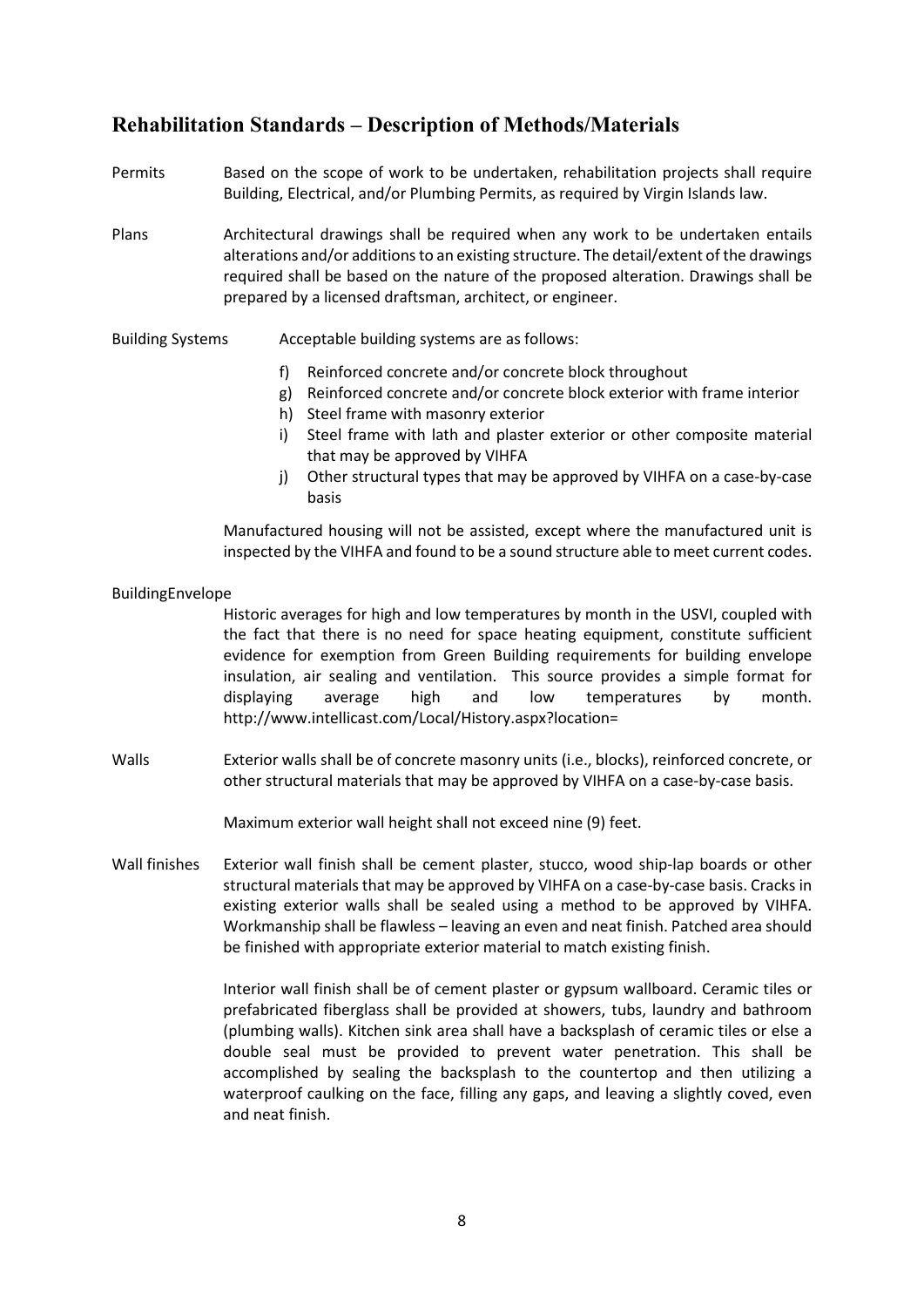## Rehabilitation Standards – Description of Methods/Materials

Permits — Based on the scope of work to be undertaken, rehabilitation projects shall require Building, Electrical, and/or Plumbing Permits, as required by Virgin Islands law.

Plans — Architectural drawings shall be required when any work to be undertaken entails alterations and/or additions to an existing structure. The detail/extent of the drawings required shall be based on the nature of the proposed alteration. Drawings shall be prepared by a licensed draftsman, architect, or engineer.

Building Systems — Acceptable building systems are as follows:

f) Reinforced concrete and/or concrete block throughout
g) Reinforced concrete and/or concrete block exterior with frame interior
h) Steel frame with masonry exterior
i) Steel frame with lath and plaster exterior or other composite material that may be approved by VIHFA
j) Other structural types that may be approved by VIHFA on a case-by-case basis

Manufactured housing will not be assisted, except where the manufactured unit is inspected by the VIHFA and found to be a sound structure able to meet current codes.

BuildingEnvelope

Historic averages for high and low temperatures by month in the USVI, coupled with the fact that there is no need for space heating equipment, constitute sufficient evidence for exemption from Green Building requirements for building envelope insulation, air sealing and ventilation. This source provides a simple format for displaying average high and low temperatures by month. http://www.intellicast.com/Local/History.aspx?location=

Walls — Exterior walls shall be of concrete masonry units (i.e., blocks), reinforced concrete, or other structural materials that may be approved by VIHFA on a case-by-case basis.

Maximum exterior wall height shall not exceed nine (9) feet.

Wall finishes — Exterior wall finish shall be cement plaster, stucco, wood ship-lap boards or other structural materials that may be approved by VIHFA on a case-by-case basis. Cracks in existing exterior walls shall be sealed using a method to be approved by VIHFA. Workmanship shall be flawless – leaving an even and neat finish. Patched area should be finished with appropriate exterior material to match existing finish.

Interior wall finish shall be of cement plaster or gypsum wallboard. Ceramic tiles or prefabricated fiberglass shall be provided at showers, tubs, laundry and bathroom (plumbing walls). Kitchen sink area shall have a backsplash of ceramic tiles or else a double seal must be provided to prevent water penetration. This shall be accomplished by sealing the backsplash to the countertop and then utilizing a waterproof caulking on the face, filling any gaps, and leaving a slightly coved, even and neat finish.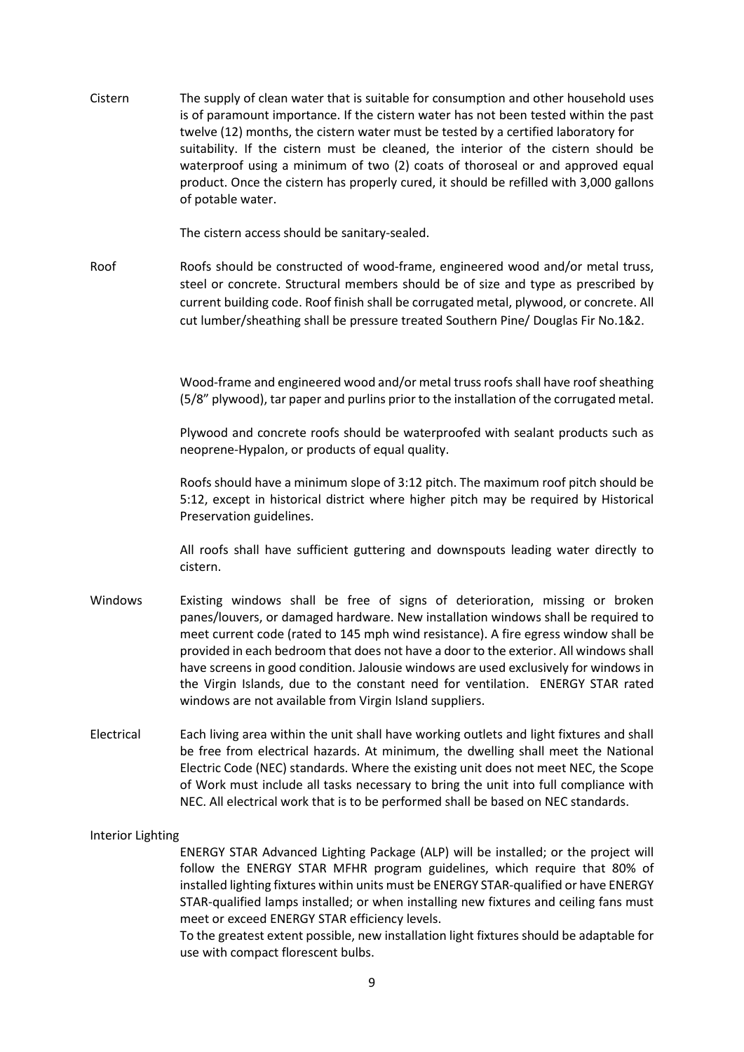**Cistern**

The supply of clean water that is suitable for consumption and other household uses is of paramount importance. If the cistern water has not been tested within the past twelve (12) months, the cistern water must be tested by a certified laboratory for suitability. If the cistern must be cleaned, the interior of the cistern should be waterproof using a minimum of two (2) coats of thoroseal or and approved equal product. Once the cistern has properly cured, it should be refilled with 3,000 gallons of potable water.

The cistern access should be sanitary-sealed.

**Roof**

Roofs should be constructed of wood-frame, engineered wood and/or metal truss, steel or concrete. Structural members should be of size and type as prescribed by current building code. Roof finish shall be corrugated metal, plywood, or concrete. All cut lumber/sheathing shall be pressure treated Southern Pine/ Douglas Fir No.1&2.

Wood-frame and engineered wood and/or metal truss roofs shall have roof sheathing (5/8" plywood), tar paper and purlins prior to the installation of the corrugated metal.

Plywood and concrete roofs should be waterproofed with sealant products such as neoprene-Hypalon, or products of equal quality.

Roofs should have a minimum slope of 3:12 pitch. The maximum roof pitch should be 5:12, except in historical district where higher pitch may be required by Historical Preservation guidelines.

All roofs shall have sufficient guttering and downspouts leading water directly to cistern.

**Windows**

Existing windows shall be free of signs of deterioration, missing or broken panes/louvers, or damaged hardware. New installation windows shall be required to meet current code (rated to 145 mph wind resistance). A fire egress window shall be provided in each bedroom that does not have a door to the exterior. All windows shall have screens in good condition. Jalousie windows are used exclusively for windows in the Virgin Islands, due to the constant need for ventilation. ENERGY STAR rated windows are not available from Virgin Island suppliers.

**Electrical**

Each living area within the unit shall have working outlets and light fixtures and shall be free from electrical hazards. At minimum, the dwelling shall meet the National Electric Code (NEC) standards. Where the existing unit does not meet NEC, the Scope of Work must include all tasks necessary to bring the unit into full compliance with NEC. All electrical work that is to be performed shall be based on NEC standards.

**Interior Lighting**

ENERGY STAR Advanced Lighting Package (ALP) will be installed; or the project will follow the ENERGY STAR MFHR program guidelines, which require that 80% of installed lighting fixtures within units must be ENERGY STAR-qualified or have ENERGY STAR-qualified lamps installed; or when installing new fixtures and ceiling fans must meet or exceed ENERGY STAR efficiency levels.

To the greatest extent possible, new installation light fixtures should be adaptable for use with compact florescent bulbs.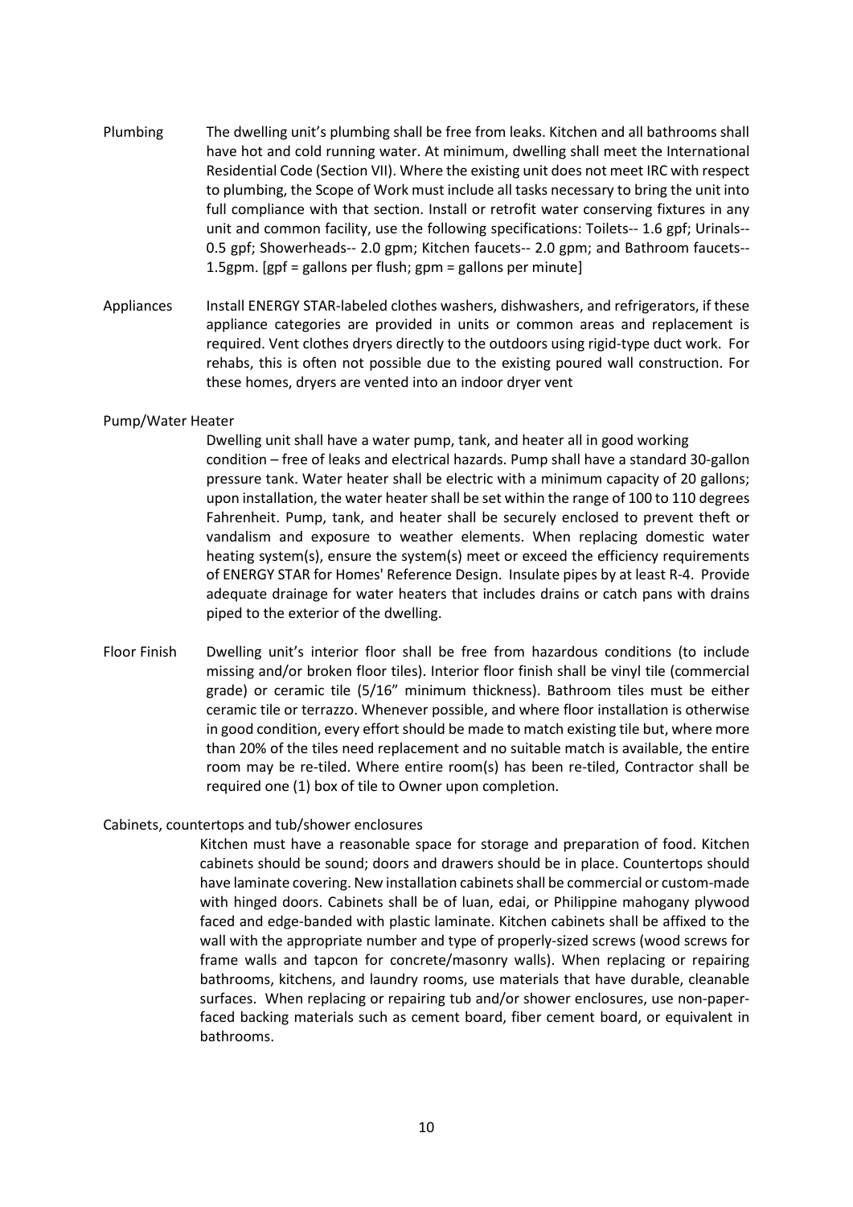**Plumbing**

The dwelling unit's plumbing shall be free from leaks. Kitchen and all bathrooms shall have hot and cold running water. At minimum, dwelling shall meet the International Residential Code (Section VII). Where the existing unit does not meet IRC with respect to plumbing, the Scope of Work must include all tasks necessary to bring the unit into full compliance with that section. Install or retrofit water conserving fixtures in any unit and common facility, use the following specifications: Toilets-- 1.6 gpf; Urinals-- 0.5 gpf; Showerheads-- 2.0 gpm; Kitchen faucets-- 2.0 gpm; and Bathroom faucets-- 1.5gpm. [gpf = gallons per flush; gpm = gallons per minute]

**Appliances**

Install ENERGY STAR-labeled clothes washers, dishwashers, and refrigerators, if these appliance categories are provided in units or common areas and replacement is required. Vent clothes dryers directly to the outdoors using rigid-type duct work. For rehabs, this is often not possible due to the existing poured wall construction. For these homes, dryers are vented into an indoor dryer vent

**Pump/Water Heater**

Dwelling unit shall have a water pump, tank, and heater all in good working condition – free of leaks and electrical hazards. Pump shall have a standard 30-gallon pressure tank. Water heater shall be electric with a minimum capacity of 20 gallons; upon installation, the water heater shall be set within the range of 100 to 110 degrees Fahrenheit. Pump, tank, and heater shall be securely enclosed to prevent theft or vandalism and exposure to weather elements. When replacing domestic water heating system(s), ensure the system(s) meet or exceed the efficiency requirements of ENERGY STAR for Homes' Reference Design. Insulate pipes by at least R-4. Provide adequate drainage for water heaters that includes drains or catch pans with drains piped to the exterior of the dwelling.

**Floor Finish**

Dwelling unit's interior floor shall be free from hazardous conditions (to include missing and/or broken floor tiles). Interior floor finish shall be vinyl tile (commercial grade) or ceramic tile (5/16" minimum thickness). Bathroom tiles must be either ceramic tile or terrazzo. Whenever possible, and where floor installation is otherwise in good condition, every effort should be made to match existing tile but, where more than 20% of the tiles need replacement and no suitable match is available, the entire room may be re-tiled. Where entire room(s) has been re-tiled, Contractor shall be required one (1) box of tile to Owner upon completion.

**Cabinets, countertops and tub/shower enclosures**

Kitchen must have a reasonable space for storage and preparation of food. Kitchen cabinets should be sound; doors and drawers should be in place. Countertops should have laminate covering. New installation cabinets shall be commercial or custom-made with hinged doors. Cabinets shall be of luan, edai, or Philippine mahogany plywood faced and edge-banded with plastic laminate. Kitchen cabinets shall be affixed to the wall with the appropriate number and type of properly-sized screws (wood screws for frame walls and tapcon for concrete/masonry walls). When replacing or repairing bathrooms, kitchens, and laundry rooms, use materials that have durable, cleanable surfaces. When replacing or repairing tub and/or shower enclosures, use non-paper-faced backing materials such as cement board, fiber cement board, or equivalent in bathrooms.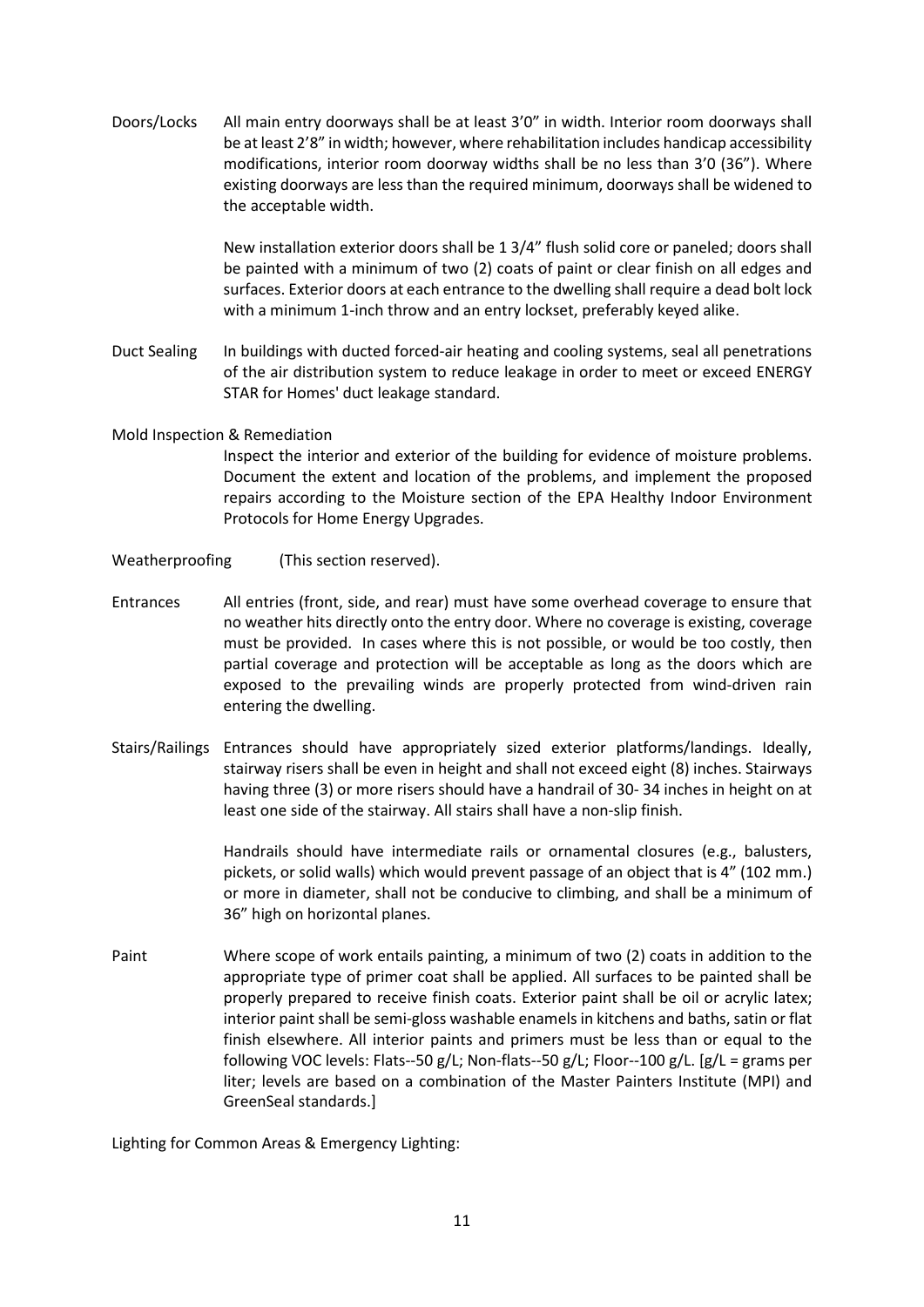**Doors/Locks** All main entry doorways shall be at least 3’0” in width. Interior room doorways shall be at least 2’8” in width; however, where rehabilitation includes handicap accessibility modifications, interior room doorway widths shall be no less than 3’0 (36”). Where existing doorways are less than the required minimum, doorways shall be widened to the acceptable width.

New installation exterior doors shall be 1 3/4” flush solid core or paneled; doors shall be painted with a minimum of two (2) coats of paint or clear finish on all edges and surfaces. Exterior doors at each entrance to the dwelling shall require a dead bolt lock with a minimum 1-inch throw and an entry lockset, preferably keyed alike.

**Duct Sealing** In buildings with ducted forced-air heating and cooling systems, seal all penetrations of the air distribution system to reduce leakage in order to meet or exceed ENERGY STAR for Homes' duct leakage standard.

**Mold Inspection & Remediation**

Inspect the interior and exterior of the building for evidence of moisture problems. Document the extent and location of the problems, and implement the proposed repairs according to the Moisture section of the EPA Healthy Indoor Environment Protocols for Home Energy Upgrades.

**Weatherproofing** (This section reserved).

**Entrances** All entries (front, side, and rear) must have some overhead coverage to ensure that no weather hits directly onto the entry door. Where no coverage is existing, coverage must be provided. In cases where this is not possible, or would be too costly, then partial coverage and protection will be acceptable as long as the doors which are exposed to the prevailing winds are properly protected from wind-driven rain entering the dwelling.

**Stairs/Railings** Entrances should have appropriately sized exterior platforms/landings. Ideally, stairway risers shall be even in height and shall not exceed eight (8) inches. Stairways having three (3) or more risers should have a handrail of 30- 34 inches in height on at least one side of the stairway. All stairs shall have a non-slip finish.

Handrails should have intermediate rails or ornamental closures (e.g., balusters, pickets, or solid walls) which would prevent passage of an object that is 4” (102 mm.) or more in diameter, shall not be conducive to climbing, and shall be a minimum of 36” high on horizontal planes.

**Paint** Where scope of work entails painting, a minimum of two (2) coats in addition to the appropriate type of primer coat shall be applied. All surfaces to be painted shall be properly prepared to receive finish coats. Exterior paint shall be oil or acrylic latex; interior paint shall be semi-gloss washable enamels in kitchens and baths, satin or flat finish elsewhere. All interior paints and primers must be less than or equal to the following VOC levels: Flats--50 g/L; Non-flats--50 g/L; Floor--100 g/L. [g/L = grams per liter; levels are based on a combination of the Master Painters Institute (MPI) and GreenSeal standards.]

**Lighting for Common Areas & Emergency Lighting:**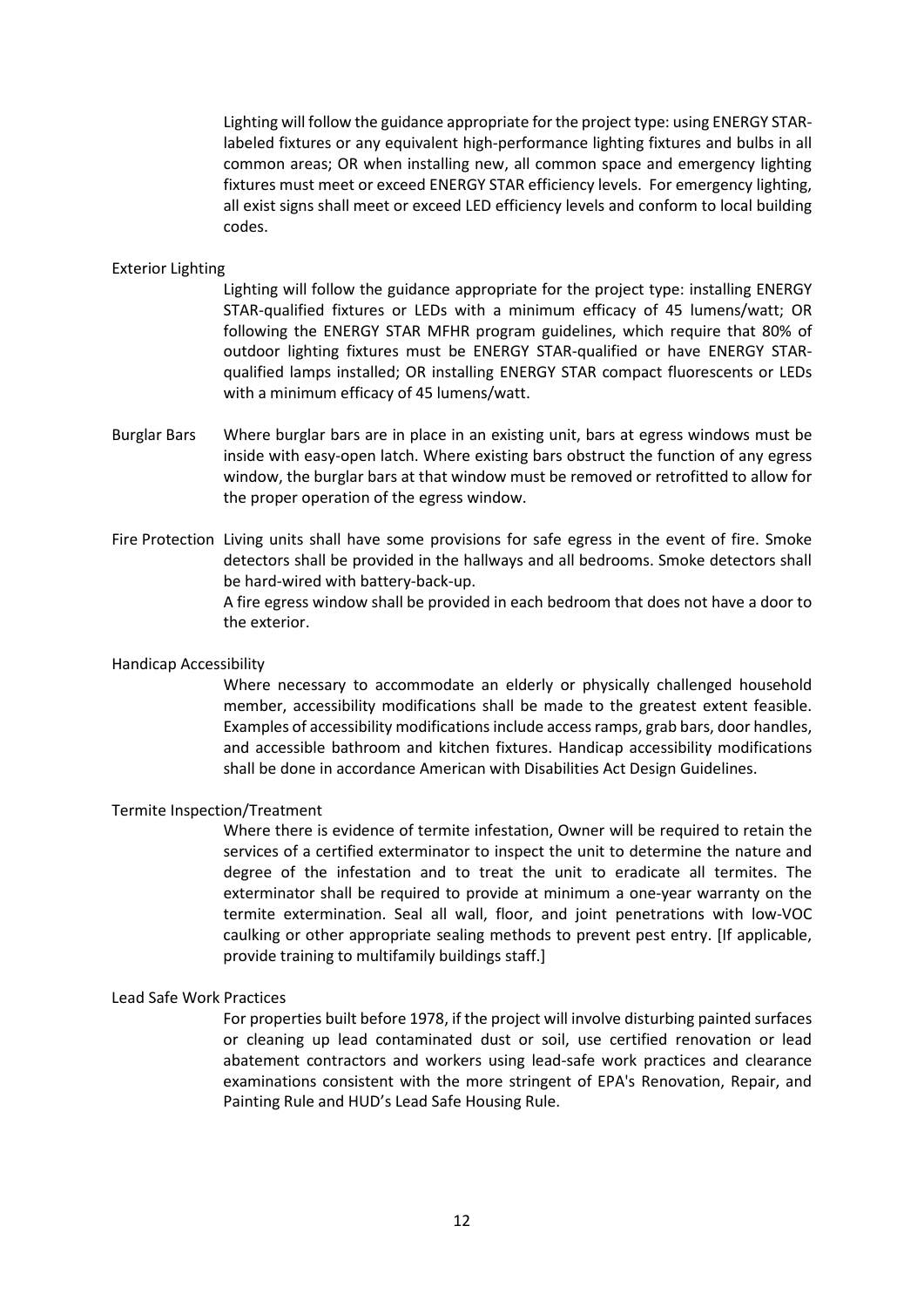Lighting will follow the guidance appropriate for the project type: using ENERGY STAR-labeled fixtures or any equivalent high-performance lighting fixtures and bulbs in all common areas; OR when installing new, all common space and emergency lighting fixtures must meet or exceed ENERGY STAR efficiency levels. For emergency lighting, all exist signs shall meet or exceed LED efficiency levels and conform to local building codes.

Exterior Lighting

Lighting will follow the guidance appropriate for the project type: installing ENERGY STAR-qualified fixtures or LEDs with a minimum efficacy of 45 lumens/watt; OR following the ENERGY STAR MFHR program guidelines, which require that 80% of outdoor lighting fixtures must be ENERGY STAR-qualified or have ENERGY STAR-qualified lamps installed; OR installing ENERGY STAR compact fluorescents or LEDs with a minimum efficacy of 45 lumens/watt.

Burglar Bars

Where burglar bars are in place in an existing unit, bars at egress windows must be inside with easy-open latch. Where existing bars obstruct the function of any egress window, the burglar bars at that window must be removed or retrofitted to allow for the proper operation of the egress window.

Fire Protection

Living units shall have some provisions for safe egress in the event of fire. Smoke detectors shall be provided in the hallways and all bedrooms. Smoke detectors shall be hard-wired with battery-back-up.

A fire egress window shall be provided in each bedroom that does not have a door to the exterior.

Handicap Accessibility

Where necessary to accommodate an elderly or physically challenged household member, accessibility modifications shall be made to the greatest extent feasible. Examples of accessibility modifications include access ramps, grab bars, door handles, and accessible bathroom and kitchen fixtures. Handicap accessibility modifications shall be done in accordance American with Disabilities Act Design Guidelines.

Termite Inspection/Treatment

Where there is evidence of termite infestation, Owner will be required to retain the services of a certified exterminator to inspect the unit to determine the nature and degree of the infestation and to treat the unit to eradicate all termites. The exterminator shall be required to provide at minimum a one-year warranty on the termite extermination. Seal all wall, floor, and joint penetrations with low-VOC caulking or other appropriate sealing methods to prevent pest entry. [If applicable, provide training to multifamily buildings staff.]

Lead Safe Work Practices

For properties built before 1978, if the project will involve disturbing painted surfaces or cleaning up lead contaminated dust or soil, use certified renovation or lead abatement contractors and workers using lead-safe work practices and clearance examinations consistent with the more stringent of EPA's Renovation, Repair, and Painting Rule and HUD's Lead Safe Housing Rule.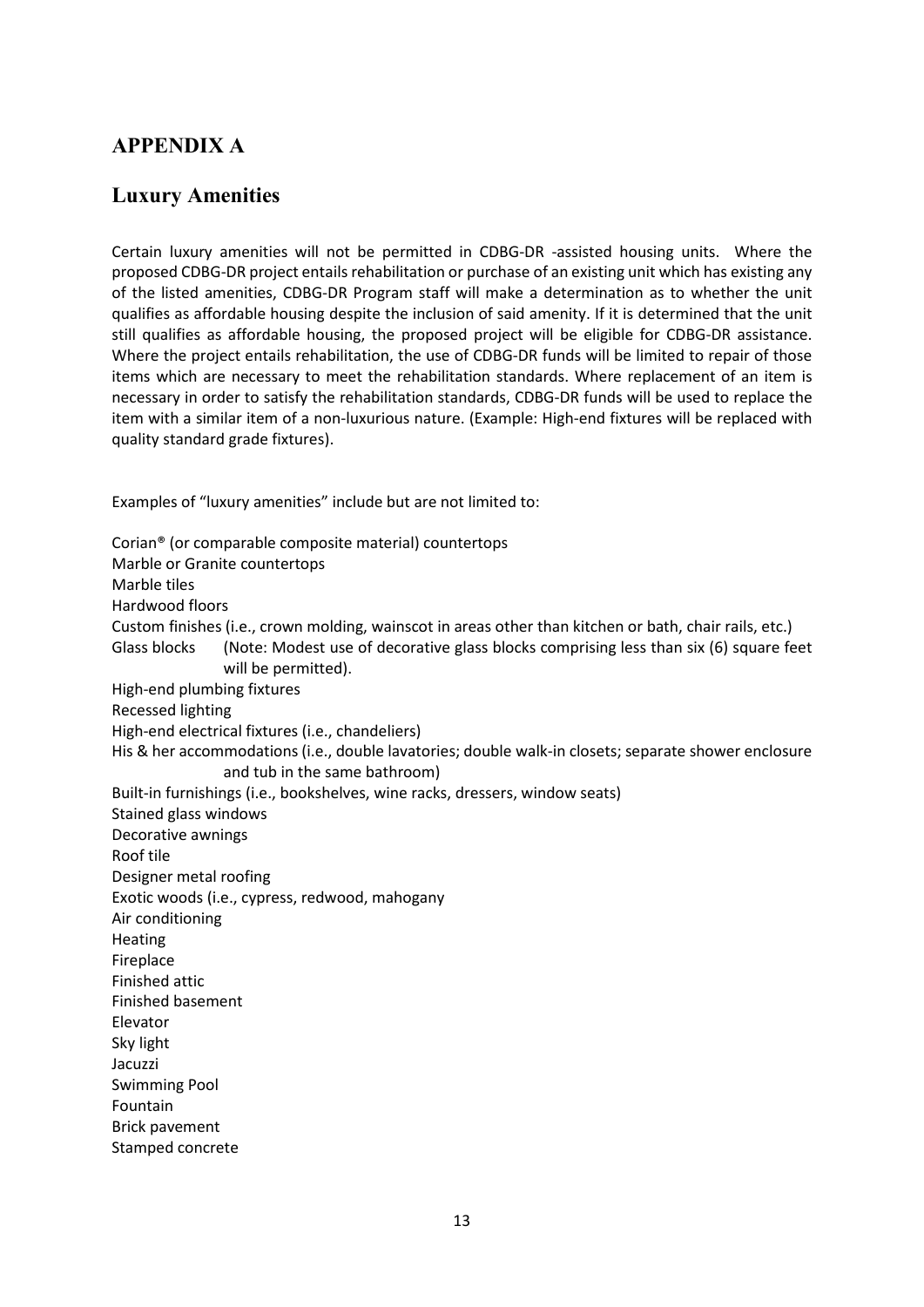## APPENDIX A

## Luxury Amenities

Certain luxury amenities will not be permitted in CDBG-DR -assisted housing units. Where the proposed CDBG-DR project entails rehabilitation or purchase of an existing unit which has existing any of the listed amenities, CDBG-DR Program staff will make a determination as to whether the unit qualifies as affordable housing despite the inclusion of said amenity. If it is determined that the unit still qualifies as affordable housing, the proposed project will be eligible for CDBG-DR assistance. Where the project entails rehabilitation, the use of CDBG-DR funds will be limited to repair of those items which are necessary to meet the rehabilitation standards. Where replacement of an item is necessary in order to satisfy the rehabilitation standards, CDBG-DR funds will be used to replace the item with a similar item of a non-luxurious nature. (Example: High-end fixtures will be replaced with quality standard grade fixtures).

Examples of "luxury amenities" include but are not limited to:

Corian® (or comparable composite material) countertops
Marble or Granite countertops
Marble tiles
Hardwood floors
Custom finishes (i.e., crown molding, wainscot in areas other than kitchen or bath, chair rails, etc.)
Glass blocks (Note: Modest use of decorative glass blocks comprising less than six (6) square feet will be permitted).
High-end plumbing fixtures
Recessed lighting
High-end electrical fixtures (i.e., chandeliers)
His & her accommodations (i.e., double lavatories; double walk-in closets; separate shower enclosure and tub in the same bathroom)
Built-in furnishings (i.e., bookshelves, wine racks, dressers, window seats)
Stained glass windows
Decorative awnings
Roof tile
Designer metal roofing
Exotic woods (i.e., cypress, redwood, mahogany
Air conditioning
Heating
Fireplace
Finished attic
Finished basement
Elevator
Sky light
Jacuzzi
Swimming Pool
Fountain
Brick pavement
Stamped concrete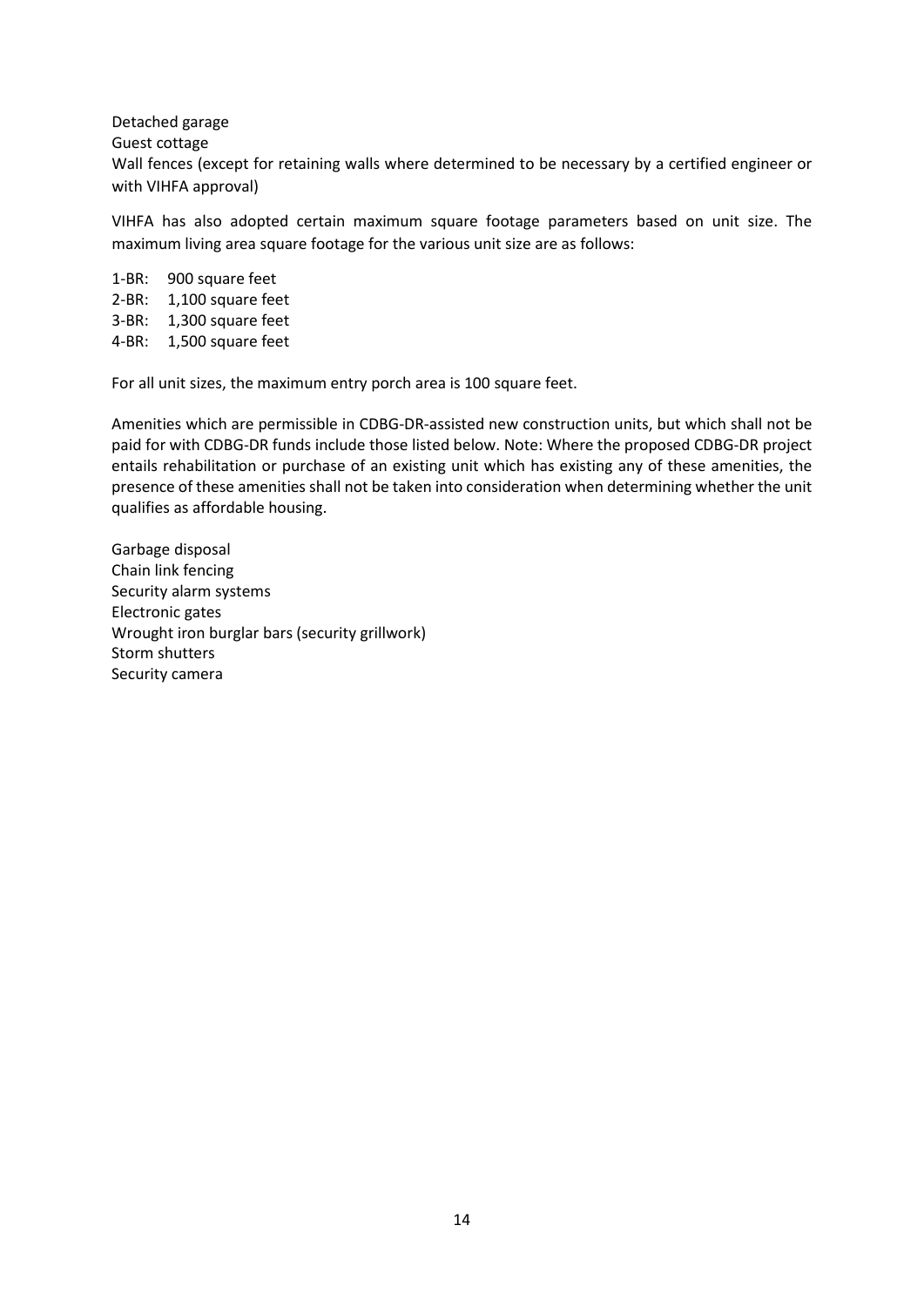Detached garage
Guest cottage
Wall fences (except for retaining walls where determined to be necessary by a certified engineer or with VIHFA approval)

VIHFA has also adopted certain maximum square footage parameters based on unit size. The maximum living area square footage for the various unit size are as follows:

1-BR: 900 square feet
2-BR: 1,100 square feet
3-BR: 1,300 square feet
4-BR: 1,500 square feet

For all unit sizes, the maximum entry porch area is 100 square feet.

Amenities which are permissible in CDBG-DR-assisted new construction units, but which shall not be paid for with CDBG-DR funds include those listed below. Note: Where the proposed CDBG-DR project entails rehabilitation or purchase of an existing unit which has existing any of these amenities, the presence of these amenities shall not be taken into consideration when determining whether the unit qualifies as affordable housing.

Garbage disposal
Chain link fencing
Security alarm systems
Electronic gates
Wrought iron burglar bars (security grillwork)
Storm shutters
Security camera